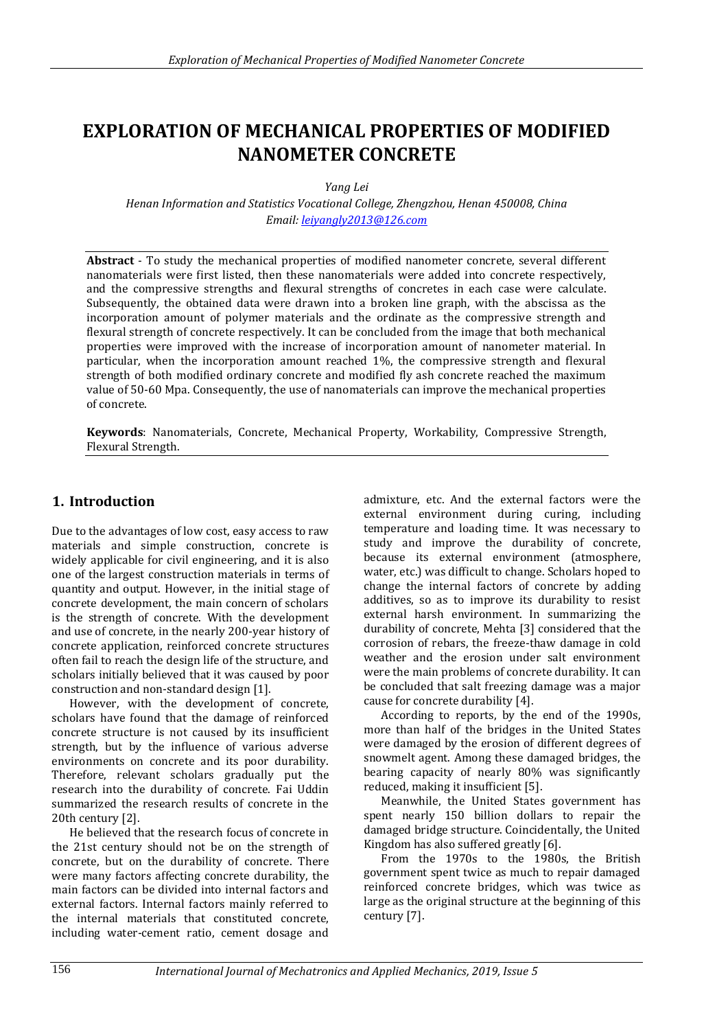# EXPLORATION OF MECHANICAL PROPERTIES OF MODIFIED NANOMETER CONCRETE

*Yang Lei*

*Henan Information and Statistics Vocational College, Zhengzhou, Henan 450008, China*

*Email: leiyangly2013@126.com*

**Abstract** - To study the mechanical properties of modified nanometer concrete, several different nanomaterials were first listed, then these nanomaterials were added into concrete respectively, and the compressive strengths and flexural strengths of concretes in each case were calculate. Subsequently, the obtained data were drawn into a broken line graph, with the abscissa as the incorporation amount of polymer materials and the ordinate as the compressive strength and flexural strength of concrete respectively. It can be concluded from the image that both mechanical properties were improved with the increase of incorporation amount of nanometer material. In particular, when the incorporation amount reached 1%, the compressive strength and flexural strength of both modified ordinary concrete and modified fly ash concrete reached the maximum value of 50-60 Mpa. Consequently, the use of nanomaterials can improve the mechanical properties of concrete.

**Keywords**: Nanomaterials, Concrete, Mechanical Property, Workability, Compressive Strength, Flexural Strength.

## 1. Introduction

Due to the advantages of low cost, easy access to raw materials and simple construction, concrete is widely applicable for civil engineering, and it is also one of the largest construction materials in terms of quantity and output. However, in the initial stage of concrete development, the main concern of scholars is the strength of concrete. With the development and use of concrete, in the nearly 200-year history of concrete application, reinforced concrete structures often fail to reach the design life of the structure, and scholars initially believed that it was caused by poor construction and non-standard design [1].

However, with the development of concrete, scholars have found that the damage of reinforced concrete structure is not caused by its insufficient strength, but by the influence of various adverse environments on concrete and its poor durability. Therefore, relevant scholars gradually put the research into the durability of concrete. Fai Uddin summarized the research results of concrete in the 20th century [2].

He believed that the research focus of concrete in the 21st century should not be on the strength of concrete, but on the durability of concrete. There were many factors affecting concrete durability, the main factors can be divided into internal factors and external factors. Internal factors mainly referred to the internal materials that constituted concrete, including water-cement ratio, cement dosage and admixture, etc. And the external factors were the external environment during curing, including temperature and loading time. It was necessary to study and improve the durability of concrete, because its external environment (atmosphere, water, etc.) was difficult to change. Scholars hoped to change the internal factors of concrete by adding additives, so as to improve its durability to resist external harsh environment. In summarizing the durability of concrete, Mehta [3] considered that the corrosion of rebars, the freeze-thaw damage in cold weather and the erosion under salt environment were the main problems of concrete durability. It can be concluded that salt freezing damage was a major cause for concrete durability [4].

According to reports, by the end of the 1990s, more than half of the bridges in the United States were damaged by the erosion of different degrees of snowmelt agent. Among these damaged bridges, the bearing capacity of nearly 80% was significantly reduced, making it insufficient [5].

Meanwhile, the United States government has spent nearly 150 billion dollars to repair the damaged bridge structure. Coincidentally, the United Kingdom has also suffered greatly [6].

From the 1970s to the 1980s, the British government spent twice as much to repair damaged reinforced concrete bridges, which was twice as large as the original structure at the beginning of this century [7].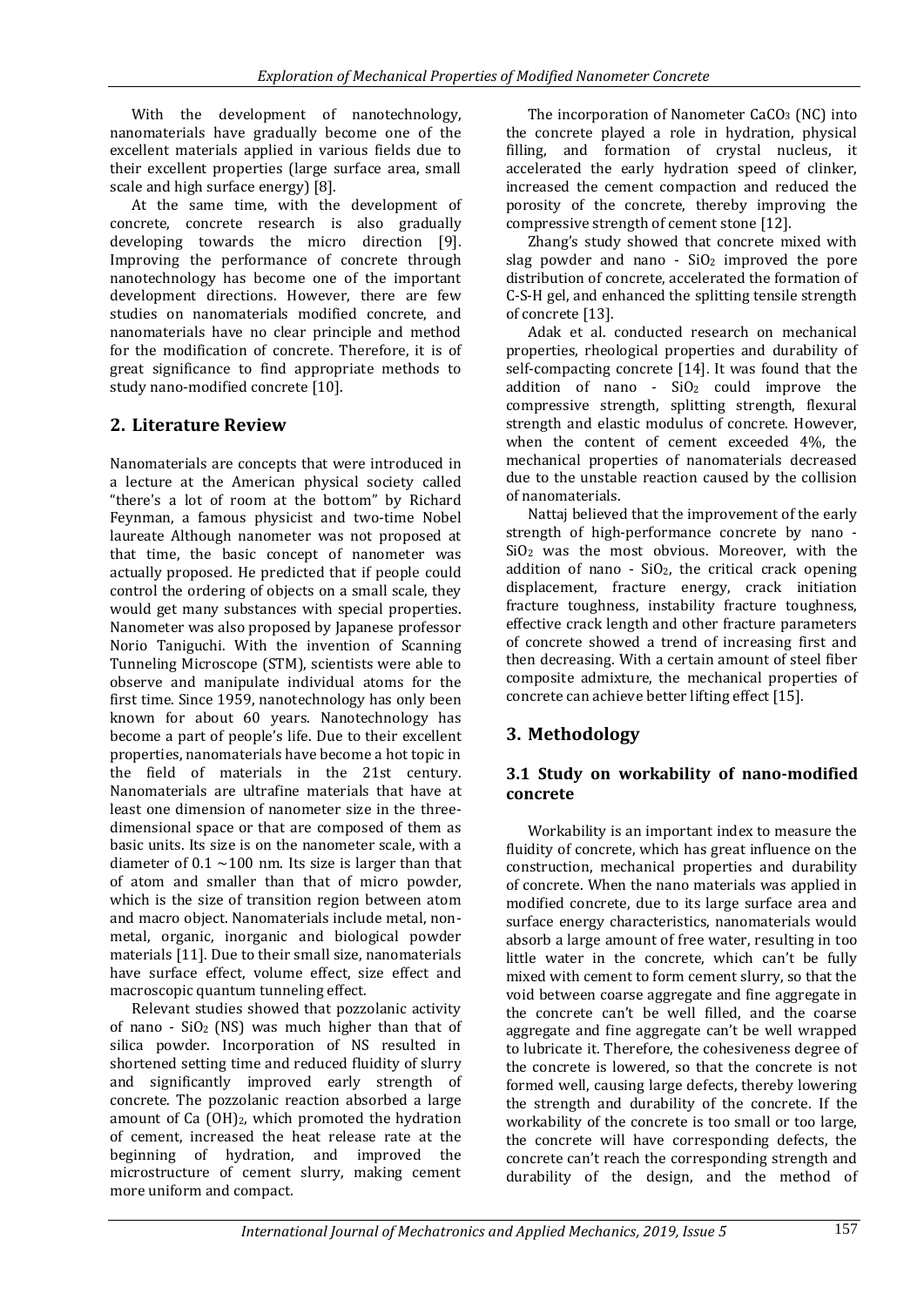With the development of nanotechnology, nanomaterials have gradually become one of the excellent materials applied in various fields due to their excellent properties (large surface area, small scale and high surface energy) [8].

At the same time, with the development of concrete, concrete research is also gradually developing towards the micro direction [9]. Improving the performance of concrete through nanotechnology has become one of the important development directions. However, there are few studies on nanomaterials modified concrete, and nanomaterials have no clear principle and method for the modification of concrete. Therefore, it is of great significance to find appropriate methods to study nano-modified concrete [10].

## 2. Literature Review

Nanomaterials are concepts that were introduced in a lecture at the American physical society called "there's a lot of room at the bottom" by Richard Feynman, a famous physicist and two-time Nobel laureate Although nanometer was not proposed at that time, the basic concept of nanometer was actually proposed. He predicted that if people could control the ordering of objects on a small scale, they would get many substances with special properties. Nanometer was also proposed by Japanese professor Norio Taniguchi. With the invention of Scanning Tunneling Microscope (STM), scientists were able to observe and manipulate individual atoms for the first time. Since 1959, nanotechnology has only been known for about 60 years. Nanotechnology has become a part of people's life. Due to their excellent properties, nanomaterials have become a hot topic in the field of materials in the 21st century. Nanomaterials are ultrafine materials that have at least one dimension of nanometer size in the three-dimensional space or that are composed of them as basic units. Its size is on the nanometer scale, with a diameter of 0.1 ~100 nm. Its size is larger than that of atom and smaller than that of micro powder, which is the size of transition region between atom and macro object. Nanomaterials include metal, non-metal, organic, inorganic and biological powder materials [11]. Due to their small size, nanomaterials have surface effect, volume effect, size effect and macroscopic quantum tunneling effect.

Relevant studies showed that pozzolanic activity of nano - $SiO_2$ (NS) was much higher than that of silica powder. Incorporation of NS resulted in shortened setting time and reduced fluidity of slurry and significantly improved early strength of concrete. The pozzolanic reaction absorbed a large amount of Ca $(OH)_2$, which promoted the hydration of cement, increased the heat release rate at the beginning of hydration, and improved the microstructure of cement slurry, making cement more uniform and compact.

The incorporation of Nanometer $CaCO_3$ (NC) into the concrete played a role in hydration, physical filling, and formation of crystal nucleus, it accelerated the early hydration speed of clinker, increased the cement compaction and reduced the porosity of the concrete, thereby improving the compressive strength of cement stone [12].

Zhang's study showed that concrete mixed with slag powder and nano - $SiO_2$ improved the pore distribution of concrete, accelerated the formation of C-S-H gel, and enhanced the splitting tensile strength of concrete [13].

Adak et al. conducted research on mechanical properties, rheological properties and durability of self-compacting concrete [14]. It was found that the addition of nano - $SiO_2$ could improve the compressive strength, splitting strength, flexural strength and elastic modulus of concrete. However, when the content of cement exceeded 4%, the mechanical properties of nanomaterials decreased due to the unstable reaction caused by the collision of nanomaterials.

Nattaj believed that the improvement of the early strength of high-performance concrete by nano - $SiO_2$ was the most obvious. Moreover, with the addition of nano - $SiO_2$, the critical crack opening displacement, fracture energy, crack initiation fracture toughness, instability fracture toughness, effective crack length and other fracture parameters of concrete showed a trend of increasing first and then decreasing. With a certain amount of steel fiber composite admixture, the mechanical properties of concrete can achieve better lifting effect [15].

## 3. Methodology

### 3.1 Study on workability of nano-modified concrete

Workability is an important index to measure the fluidity of concrete, which has great influence on the construction, mechanical properties and durability of concrete. When the nano materials was applied in modified concrete, due to its large surface area and surface energy characteristics, nanomaterials would absorb a large amount of free water, resulting in too little water in the concrete, which can't be fully mixed with cement to form cement slurry, so that the void between coarse aggregate and fine aggregate in the concrete can't be well filled, and the coarse aggregate and fine aggregate can't be well wrapped to lubricate it. Therefore, the cohesiveness degree of the concrete is lowered, so that the concrete is not formed well, causing large defects, thereby lowering the strength and durability of the concrete. If the workability of the concrete is too small or too large, the concrete will have corresponding defects, the concrete can't reach the corresponding strength and durability of the design, and the method of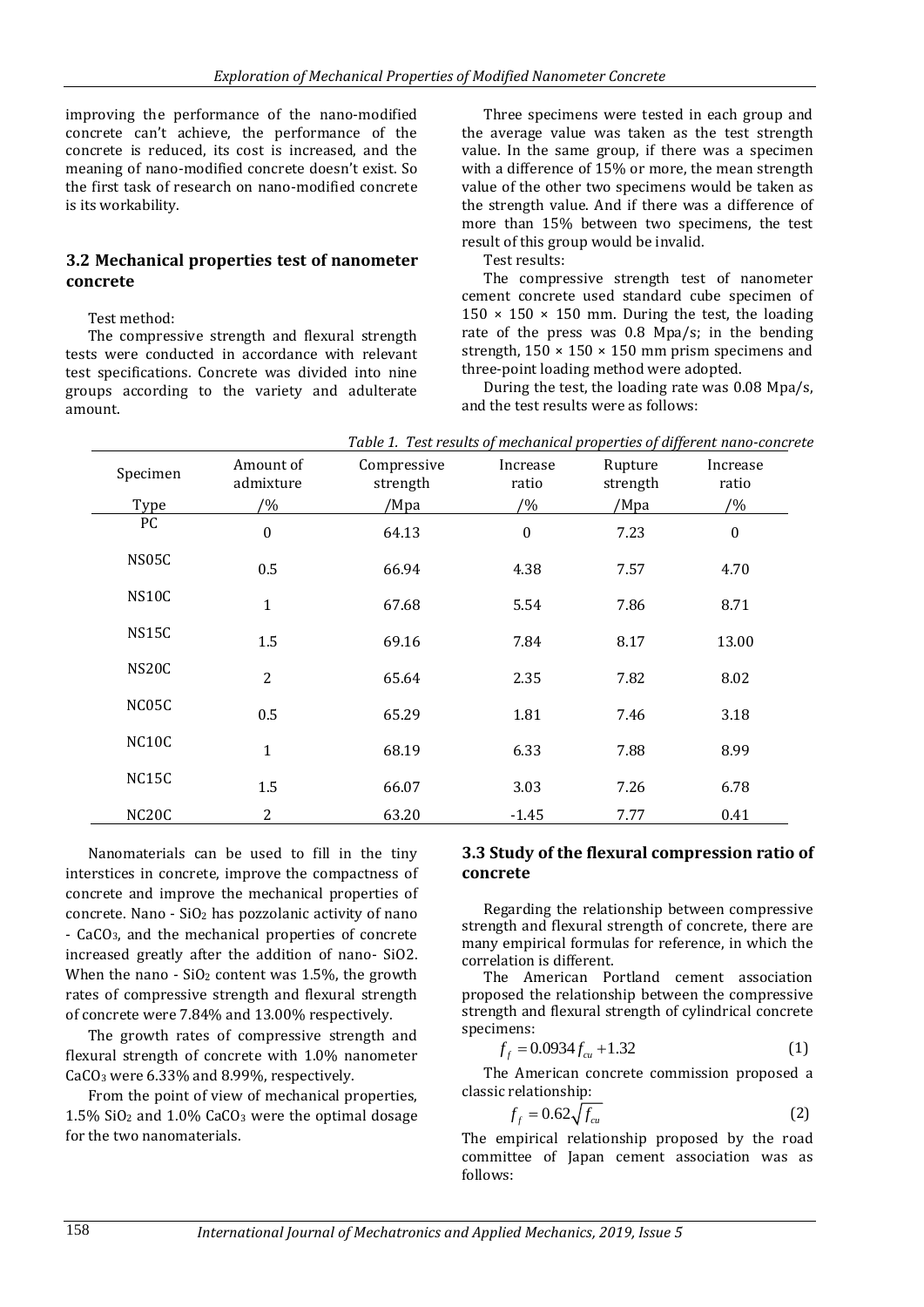improving the performance of the nano-modified concrete can't achieve, the performance of the concrete is reduced, its cost is increased, and the meaning of nano-modified concrete doesn't exist. So the first task of research on nano-modified concrete is its workability.

### 3.2 Mechanical properties test of nanometer concrete

Test method:

The compressive strength and flexural strength tests were conducted in accordance with relevant test specifications. Concrete was divided into nine groups according to the variety and adulterate amount.

Three specimens were tested in each group and the average value was taken as the test strength value. In the same group, if there was a specimen with a difference of 15% or more, the mean strength value of the other two specimens would be taken as the strength value. And if there was a difference of more than 15% between two specimens, the test result of this group would be invalid.

Test results:

The compressive strength test of nanometer cement concrete used standard cube specimen of 150 × 150 × 150 mm. During the test, the loading rate of the press was 0.8 Mpa/s; in the bending strength, 150 × 150 × 150 mm prism specimens and three-point loading method were adopted.

During the test, the loading rate was 0.08 Mpa/s, and the test results were as follows:

*Table 1. Test results of mechanical properties of different nano-concrete*

| Specimen Type | Amount of admixture /% | Compressive strength /Mpa | Increase ratio /% | Rupture strength /Mpa | Increase ratio /% |
|---|---|---|---|---|---|
| PC | 0 | 64.13 | 0 | 7.23 | 0 |
| NS05C | 0.5 | 66.94 | 4.38 | 7.57 | 4.70 |
| NS10C | 1 | 67.68 | 5.54 | 7.86 | 8.71 |
| NS15C | 1.5 | 69.16 | 7.84 | 8.17 | 13.00 |
| NS20C | 2 | 65.64 | 2.35 | 7.82 | 8.02 |
| NC05C | 0.5 | 65.29 | 1.81 | 7.46 | 3.18 |
| NC10C | 1 | 68.19 | 6.33 | 7.88 | 8.99 |
| NC15C | 1.5 | 66.07 | 3.03 | 7.26 | 6.78 |
| NC20C | 2 | 63.20 | -1.45 | 7.77 | 0.41 |

Nanomaterials can be used to fill in the tiny interstices in concrete, improve the compactness of concrete and improve the mechanical properties of concrete. Nano - $SiO_2$ has pozzolanic activity of nano - $CaCO_3$, and the mechanical properties of concrete increased greatly after the addition of nano- SiO2. When the nano - $SiO_2$ content was 1.5%, the growth rates of compressive strength and flexural strength of concrete were 7.84% and 13.00% respectively.

The growth rates of compressive strength and flexural strength of concrete with 1.0% nanometer $CaCO_3$ were 6.33% and 8.99%, respectively.

From the point of view of mechanical properties, 1.5% $SiO_2$ and 1.0% $CaCO_3$ were the optimal dosage for the two nanomaterials.

### 3.3 Study of the flexural compression ratio of concrete

Regarding the relationship between compressive strength and flexural strength of concrete, there are many empirical formulas for reference, in which the correlation is different.

The American Portland cement association proposed the relationship between the compressive strength and flexural strength of cylindrical concrete specimens:

$$f_f = 0.0934 f_{cu} + 1.32 \tag{1}$$

The American concrete commission proposed a classic relationship:

$$f_f = 0.62\sqrt{f_{cu}} \tag{2}$$

The empirical relationship proposed by the road committee of Japan cement association was as follows: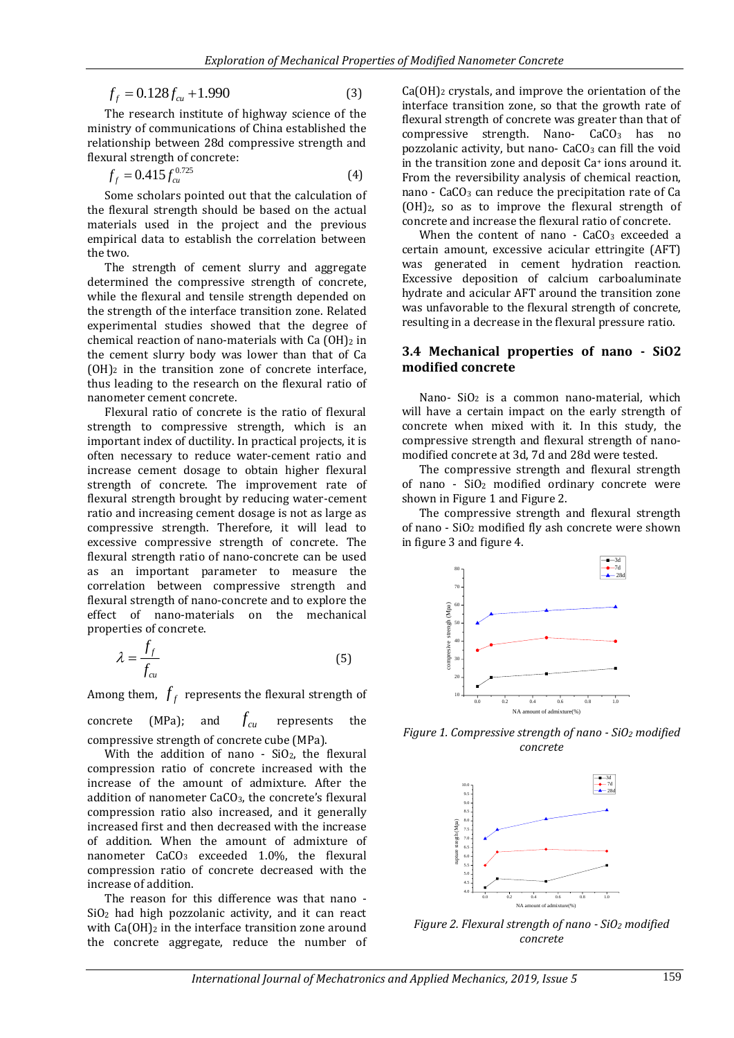$$f_f = 0.128 f_{cu} + 1.990 \tag{3}$$

The research institute of highway science of the ministry of communications of China established the relationship between 28d compressive strength and flexural strength of concrete:

$$f_f = 0.415 f_{cu}^{0.725} \tag{4}$$

Some scholars pointed out that the calculation of the flexural strength should be based on the actual materials used in the project and the previous empirical data to establish the correlation between the two.

The strength of cement slurry and aggregate determined the compressive strength of concrete, while the flexural and tensile strength depended on the strength of the interface transition zone. Related experimental studies showed that the degree of chemical reaction of nano-materials with Ca $(OH)_2$ in the cement slurry body was lower than that of Ca $(OH)_2$ in the transition zone of concrete interface, thus leading to the research on the flexural ratio of nanometer cement concrete.

Flexural ratio of concrete is the ratio of flexural strength to compressive strength, which is an important index of ductility. In practical projects, it is often necessary to reduce water-cement ratio and increase cement dosage to obtain higher flexural strength of concrete. The improvement rate of flexural strength brought by reducing water-cement ratio and increasing cement dosage is not as large as compressive strength. Therefore, it will lead to excessive compressive strength of concrete. The flexural strength ratio of nano-concrete can be used as an important parameter to measure the correlation between compressive strength and flexural strength of nano-concrete and to explore the effect of nano-materials on the mechanical properties of concrete.

$$\lambda = \frac{f_f}{f_{cu}} \tag{5}$$

Among them, $f_f$ represents the flexural strength of concrete (MPa); and $f_{cu}$ represents the compressive strength of concrete cube (MPa).

With the addition of nano - $SiO_2$, the flexural compression ratio of concrete increased with the increase of the amount of admixture. After the addition of nanometer $CaCO_3$, the concrete's flexural compression ratio also increased, and it generally increased first and then decreased with the increase of addition. When the amount of admixture of nanometer $CaCO_3$ exceeded 1.0%, the flexural compression ratio of concrete decreased with the increase of addition.

The reason for this difference was that nano - $SiO_2$ had high pozzolanic activity, and it can react with $Ca(OH)_2$ in the interface transition zone around the concrete aggregate, reduce the number of $Ca(OH)_2$ crystals, and improve the orientation of the interface transition zone, so that the growth rate of flexural strength of concrete was greater than that of compressive strength. Nano- $CaCO_3$ has no pozzolanic activity, but nano- $CaCO_3$ can fill the void in the transition zone and deposit $Ca^+$ ions around it. From the reversibility analysis of chemical reaction, nano - $CaCO_3$ can reduce the precipitation rate of Ca $(OH)_2$, so as to improve the flexural strength of concrete and increase the flexural ratio of concrete.

When the content of nano - $CaCO_3$ exceeded a certain amount, excessive acicular ettringite (AFT) was generated in cement hydration reaction. Excessive deposition of calcium carboaluminate hydrate and acicular AFT around the transition zone was unfavorable to the flexural strength of concrete, resulting in a decrease in the flexural pressure ratio.

### 3.4 Mechanical properties of nano - SiO2 modified concrete

Nano- $SiO_2$ is a common nano-material, which will have a certain impact on the early strength of concrete when mixed with it. In this study, the compressive strength and flexural strength of nano-modified concrete at 3d, 7d and 28d were tested.

The compressive strength and flexural strength of nano - $SiO_2$ modified ordinary concrete were shown in Figure 1 and Figure 2.

The compressive strength and flexural strength of nano - $SiO_2$ modified fly ash concrete were shown in figure 3 and figure 4.

*Figure 1. Compressive strength of nano - $SiO_2$ modified concrete*

*Figure 2. Flexural strength of nano - $SiO_2$ modified concrete*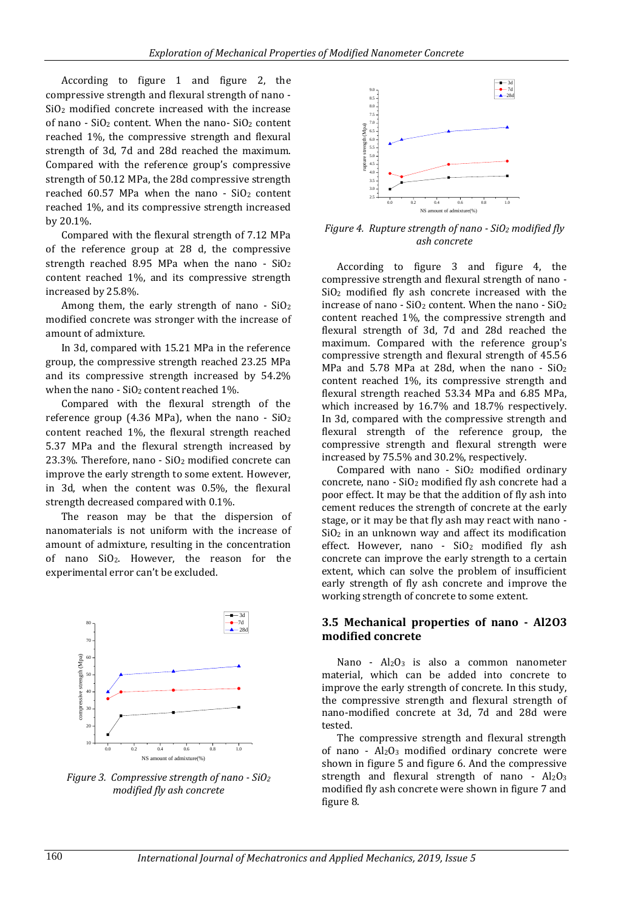According to figure 1 and figure 2, the compressive strength and flexural strength of nano - $SiO_2$ modified concrete increased with the increase of nano - $SiO_2$ content. When the nano- $SiO_2$ content reached 1%, the compressive strength and flexural strength of 3d, 7d and 28d reached the maximum. Compared with the reference group's compressive strength of 50.12 MPa, the 28d compressive strength reached 60.57 MPa when the nano - $SiO_2$ content reached 1%, and its compressive strength increased by 20.1%.

Compared with the flexural strength of 7.12 MPa of the reference group at 28 d, the compressive strength reached 8.95 MPa when the nano - $SiO_2$ content reached 1%, and its compressive strength increased by 25.8%.

Among them, the early strength of nano - $SiO_2$ modified concrete was stronger with the increase of amount of admixture.

In 3d, compared with 15.21 MPa in the reference group, the compressive strength reached 23.25 MPa and its compressive strength increased by 54.2% when the nano - $SiO_2$ content reached 1%.

Compared with the flexural strength of the reference group (4.36 MPa), when the nano - $SiO_2$ content reached 1%, the flexural strength reached 5.37 MPa and the flexural strength increased by 23.3%. Therefore, nano - $SiO_2$ modified concrete can improve the early strength to some extent. However, in 3d, when the content was 0.5%, the flexural strength decreased compared with 0.1%.

The reason may be that the dispersion of nanomaterials is not uniform with the increase of amount of admixture, resulting in the concentration of nano $SiO_2$. However, the reason for the experimental error can't be excluded.

*Figure 3. Compressive strength of nano - $SiO_2$ modified fly ash concrete*

*Figure 4. Rupture strength of nano - $SiO_2$ modified fly ash concrete*

According to figure 3 and figure 4, the compressive strength and flexural strength of nano - $SiO_2$ modified fly ash concrete increased with the increase of nano - $SiO_2$ content. When the nano - $SiO_2$ content reached 1%, the compressive strength and flexural strength of 3d, 7d and 28d reached the maximum. Compared with the reference group's compressive strength and flexural strength of 45.56 MPa and 5.78 MPa at 28d, when the nano - $SiO_2$ content reached 1%, its compressive strength and flexural strength reached 53.34 MPa and 6.85 MPa, which increased by 16.7% and 18.7% respectively. In 3d, compared with the compressive strength and flexural strength of the reference group, the compressive strength and flexural strength were increased by 75.5% and 30.2%, respectively.

Compared with nano - $SiO_2$ modified ordinary concrete, nano - $SiO_2$ modified fly ash concrete had a poor effect. It may be that the addition of fly ash into cement reduces the strength of concrete at the early stage, or it may be that fly ash may react with nano - $SiO_2$ in an unknown way and affect its modification effect. However, nano - $SiO_2$ modified fly ash concrete can improve the early strength to a certain extent, which can solve the problem of insufficient early strength of fly ash concrete and improve the working strength of concrete to some extent.

### 3.5 Mechanical properties of nano - Al2O3 modified concrete

Nano - $Al_2O_3$ is also a common nanometer material, which can be added into concrete to improve the early strength of concrete. In this study, the compressive strength and flexural strength of nano-modified concrete at 3d, 7d and 28d were tested.

The compressive strength and flexural strength of nano - $Al_2O_3$ modified ordinary concrete were shown in figure 5 and figure 6. And the compressive strength and flexural strength of nano - $Al_2O_3$ modified fly ash concrete were shown in figure 7 and figure 8.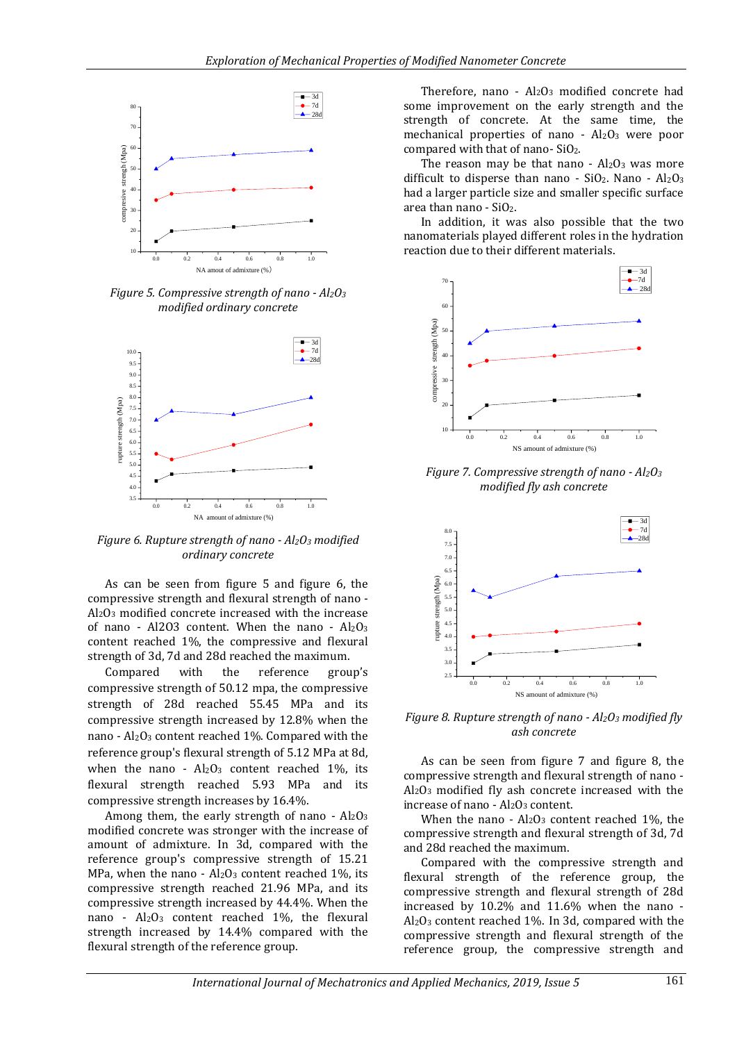Figure 5. Compressive strength of nano - $Al_2O_3$ modified ordinary concrete

Figure 6. Rupture strength of nano - $Al_2O_3$ modified ordinary concrete

As can be seen from figure 5 and figure 6, the compressive strength and flexural strength of nano - $Al_2O_3$ modified concrete increased with the increase of nano - Al2O3 content. When the nano - $Al_2O_3$ content reached 1%, the compressive and flexural strength of 3d, 7d and 28d reached the maximum.

Compared with the reference group's compressive strength of 50.12 mpa, the compressive strength of 28d reached 55.45 MPa and its compressive strength increased by 12.8% when the nano - $Al_2O_3$ content reached 1%. Compared with the reference group's flexural strength of 5.12 MPa at 8d, when the nano - $Al_2O_3$ content reached 1%, its flexural strength reached 5.93 MPa and its compressive strength increases by 16.4%.

Among them, the early strength of nano - $Al_2O_3$ modified concrete was stronger with the increase of amount of admixture. In 3d, compared with the reference group's compressive strength of 15.21 MPa, when the nano - $Al_2O_3$ content reached 1%, its compressive strength reached 21.96 MPa, and its compressive strength increased by 44.4%. When the nano - $Al_2O_3$ content reached 1%, the flexural strength increased by 14.4% compared with the flexural strength of the reference group.

Therefore, nano - $Al_2O_3$ modified concrete had some improvement on the early strength and the strength of concrete. At the same time, the mechanical properties of nano - $Al_2O_3$ were poor compared with that of nano- $SiO_2$.

The reason may be that nano - $Al_2O_3$ was more difficult to disperse than nano - $SiO_2$. Nano - $Al_2O_3$ had a larger particle size and smaller specific surface area than nano - $SiO_2$.

In addition, it was also possible that the two nanomaterials played different roles in the hydration reaction due to their different materials.

Figure 7. Compressive strength of nano - $Al_2O_3$ modified fly ash concrete

Figure 8. Rupture strength of nano - $Al_2O_3$ modified fly ash concrete

As can be seen from figure 7 and figure 8, the compressive strength and flexural strength of nano - $Al_2O_3$ modified fly ash concrete increased with the increase of nano - $Al_2O_3$ content.

When the nano - $Al_2O_3$ content reached 1%, the compressive strength and flexural strength of 3d, 7d and 28d reached the maximum.

Compared with the compressive strength and flexural strength of the reference group, the compressive strength and flexural strength of 28d increased by 10.2% and 11.6% when the nano - $Al_2O_3$ content reached 1%. In 3d, compared with the compressive strength and flexural strength of the reference group, the compressive strength and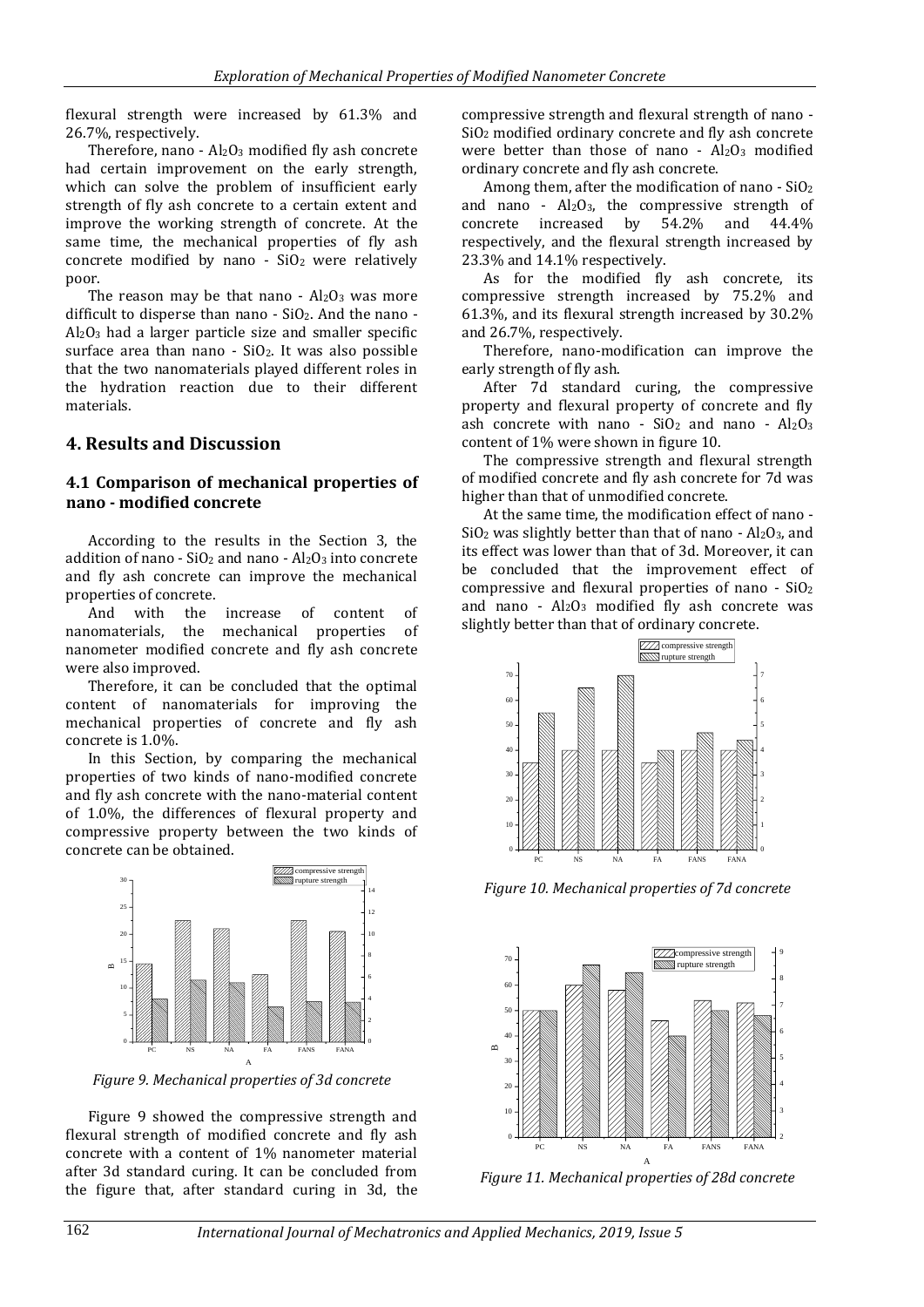flexural strength were increased by 61.3% and 26.7%, respectively.

Therefore, nano - $Al_2O_3$ modified fly ash concrete had certain improvement on the early strength, which can solve the problem of insufficient early strength of fly ash concrete to a certain extent and improve the working strength of concrete. At the same time, the mechanical properties of fly ash concrete modified by nano - $SiO_2$ were relatively poor.

The reason may be that nano - $Al_2O_3$ was more difficult to disperse than nano - $SiO_2$. And the nano - $Al_2O_3$ had a larger particle size and smaller specific surface area than nano - $SiO_2$. It was also possible that the two nanomaterials played different roles in the hydration reaction due to their different materials.

## 4. Results and Discussion

### 4.1 Comparison of mechanical properties of nano - modified concrete

According to the results in the Section 3, the addition of nano - $SiO_2$ and nano - $Al_2O_3$ into concrete and fly ash concrete can improve the mechanical properties of concrete.

And with the increase of content of nanomaterials, the mechanical properties of nanometer modified concrete and fly ash concrete were also improved.

Therefore, it can be concluded that the optimal content of nanomaterials for improving the mechanical properties of concrete and fly ash concrete is 1.0%.

In this Section, by comparing the mechanical properties of two kinds of nano-modified concrete and fly ash concrete with the nano-material content of 1.0%, the differences of flexural property and compressive property between the two kinds of concrete can be obtained.

*Figure 9. Mechanical properties of 3d concrete*

Figure 9 showed the compressive strength and flexural strength of modified concrete and fly ash concrete with a content of 1% nanometer material after 3d standard curing. It can be concluded from the figure that, after standard curing in 3d, the compressive strength and flexural strength of nano - $SiO_2$ modified ordinary concrete and fly ash concrete were better than those of nano - $Al_2O_3$ modified ordinary concrete and fly ash concrete.

Among them, after the modification of nano - $SiO_2$ and nano - $Al_2O_3$, the compressive strength of concrete increased by 54.2% and 44.4% respectively, and the flexural strength increased by 23.3% and 14.1% respectively.

As for the modified fly ash concrete, its compressive strength increased by 75.2% and 61.3%, and its flexural strength increased by 30.2% and 26.7%, respectively.

Therefore, nano-modification can improve the early strength of fly ash.

After 7d standard curing, the compressive property and flexural property of concrete and fly ash concrete with nano - $SiO_2$ and nano - $Al_2O_3$ content of 1% were shown in figure 10.

The compressive strength and flexural strength of modified concrete and fly ash concrete for 7d was higher than that of unmodified concrete.

At the same time, the modification effect of nano - $SiO_2$ was slightly better than that of nano - $Al_2O_3$, and its effect was lower than that of 3d. Moreover, it can be concluded that the improvement effect of compressive and flexural properties of nano - $SiO_2$ and nano - $Al_2O_3$ modified fly ash concrete was slightly better than that of ordinary concrete.

*Figure 10. Mechanical properties of 7d concrete*

*Figure 11. Mechanical properties of 28d concrete*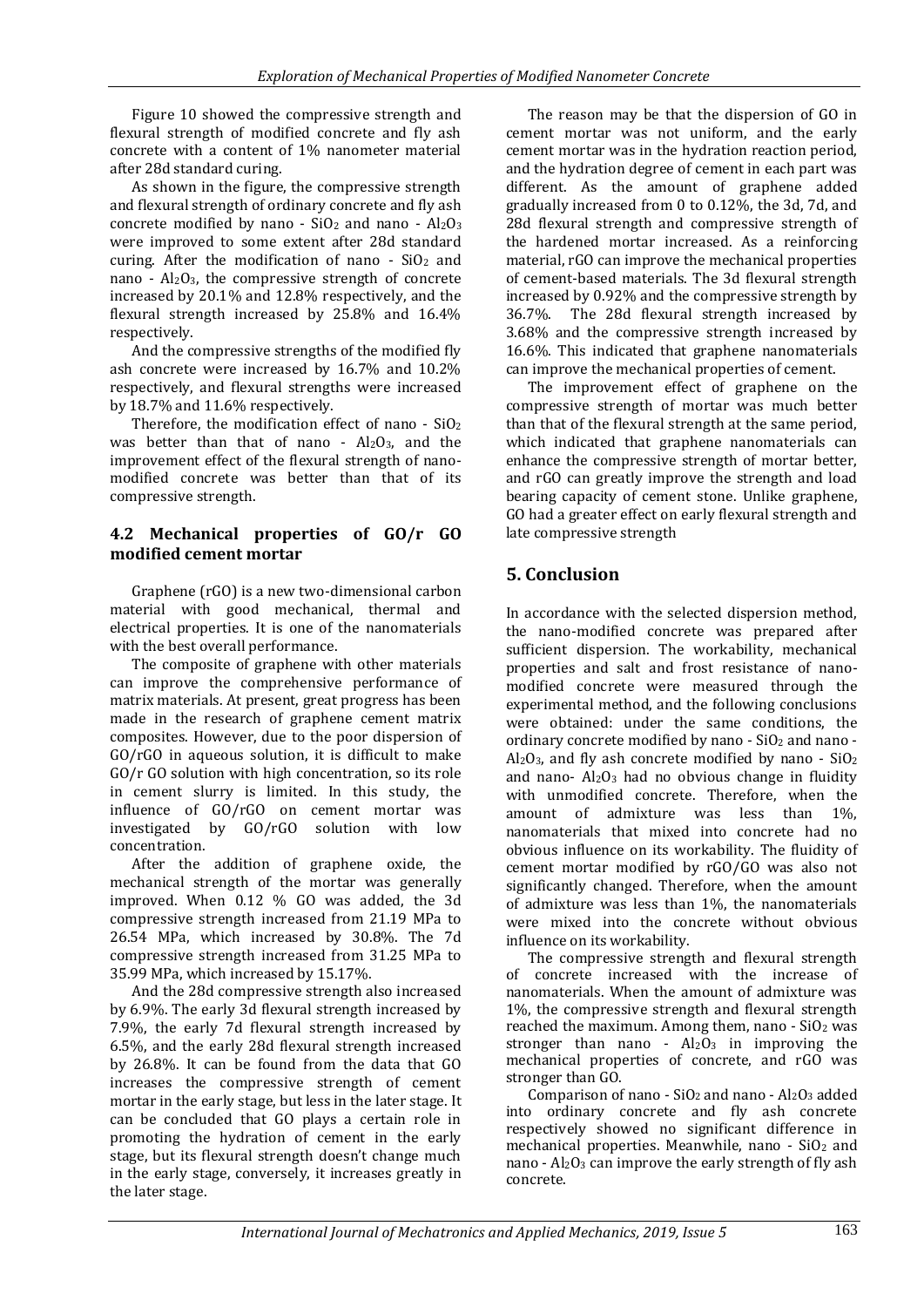Figure 10 showed the compressive strength and flexural strength of modified concrete and fly ash concrete with a content of 1% nanometer material after 28d standard curing.

As shown in the figure, the compressive strength and flexural strength of ordinary concrete and fly ash concrete modified by nano - $SiO_2$ and nano - $Al_2O_3$ were improved to some extent after 28d standard curing. After the modification of nano - $SiO_2$ and nano - $Al_2O_3$, the compressive strength of concrete increased by 20.1% and 12.8% respectively, and the flexural strength increased by 25.8% and 16.4% respectively.

And the compressive strengths of the modified fly ash concrete were increased by 16.7% and 10.2% respectively, and flexural strengths were increased by 18.7% and 11.6% respectively.

Therefore, the modification effect of nano - $SiO_2$ was better than that of nano - $Al_2O_3$, and the improvement effect of the flexural strength of nano-modified concrete was better than that of its compressive strength.

### 4.2 Mechanical properties of GO/r GO modified cement mortar

Graphene (rGO) is a new two-dimensional carbon material with good mechanical, thermal and electrical properties. It is one of the nanomaterials with the best overall performance.

The composite of graphene with other materials can improve the comprehensive performance of matrix materials. At present, great progress has been made in the research of graphene cement matrix composites. However, due to the poor dispersion of GO/rGO in aqueous solution, it is difficult to make GO/r GO solution with high concentration, so its role in cement slurry is limited. In this study, the influence of GO/rGO on cement mortar was investigated by GO/rGO solution with low concentration.

After the addition of graphene oxide, the mechanical strength of the mortar was generally improved. When 0.12 % GO was added, the 3d compressive strength increased from 21.19 MPa to 26.54 MPa, which increased by 30.8%. The 7d compressive strength increased from 31.25 MPa to 35.99 MPa, which increased by 15.17%.

And the 28d compressive strength also increased by 6.9%. The early 3d flexural strength increased by 7.9%, the early 7d flexural strength increased by 6.5%, and the early 28d flexural strength increased by 26.8%. It can be found from the data that GO increases the compressive strength of cement mortar in the early stage, but less in the later stage. It can be concluded that GO plays a certain role in promoting the hydration of cement in the early stage, but its flexural strength doesn't change much in the early stage, conversely, it increases greatly in the later stage.

The reason may be that the dispersion of GO in cement mortar was not uniform, and the early cement mortar was in the hydration reaction period, and the hydration degree of cement in each part was different. As the amount of graphene added gradually increased from 0 to 0.12%, the 3d, 7d, and 28d flexural strength and compressive strength of the hardened mortar increased. As a reinforcing material, rGO can improve the mechanical properties of cement-based materials. The 3d flexural strength increased by 0.92% and the compressive strength by 36.7%. The 28d flexural strength increased by 3.68% and the compressive strength increased by 16.6%. This indicated that graphene nanomaterials can improve the mechanical properties of cement.

The improvement effect of graphene on the compressive strength of mortar was much better than that of the flexural strength at the same period, which indicated that graphene nanomaterials can enhance the compressive strength of mortar better, and rGO can greatly improve the strength and load bearing capacity of cement stone. Unlike graphene, GO had a greater effect on early flexural strength and late compressive strength

## 5. Conclusion

In accordance with the selected dispersion method, the nano-modified concrete was prepared after sufficient dispersion. The workability, mechanical properties and salt and frost resistance of nano-modified concrete were measured through the experimental method, and the following conclusions were obtained: under the same conditions, the ordinary concrete modified by nano - $SiO_2$ and nano - $Al_2O_3$, and fly ash concrete modified by nano - $SiO_2$ and nano- $Al_2O_3$ had no obvious change in fluidity with unmodified concrete. Therefore, when the amount of admixture was less than 1%, nanomaterials that mixed into concrete had no obvious influence on its workability. The fluidity of cement mortar modified by rGO/GO was also not significantly changed. Therefore, when the amount of admixture was less than 1%, the nanomaterials were mixed into the concrete without obvious influence on its workability.

The compressive strength and flexural strength of concrete increased with the increase of nanomaterials. When the amount of admixture was 1%, the compressive strength and flexural strength reached the maximum. Among them, nano - $SiO_2$ was stronger than nano - $Al_2O_3$ in improving the mechanical properties of concrete, and rGO was stronger than GO.

Comparison of nano - $SiO_2$ and nano - $Al_2O_3$ added into ordinary concrete and fly ash concrete respectively showed no significant difference in mechanical properties. Meanwhile, nano - $SiO_2$ and nano - $Al_2O_3$ can improve the early strength of fly ash concrete.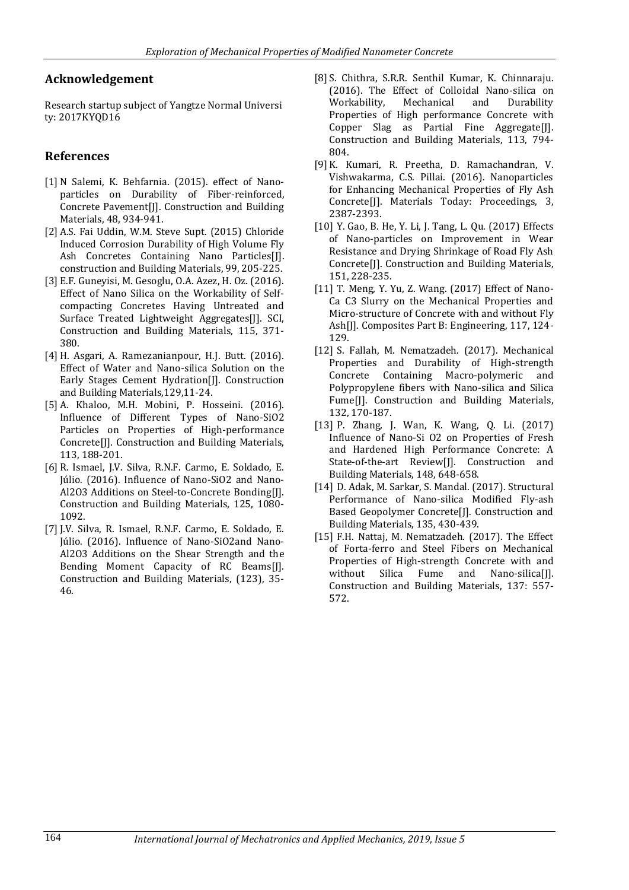## Acknowledgement

Research startup subject of Yangtze Normal Universi ty: 2017KYQD16

## References

[1] N Salemi, K. Behfarnia. (2015). effect of Nano-particles on Durability of Fiber-reinforced, Concrete Pavement[J]. Construction and Building Materials, 48, 934-941.

[2] A.S. Fai Uddin, W.M. Steve Supt. (2015) Chloride Induced Corrosion Durability of High Volume Fly Ash Concretes Containing Nano Particles[J]. construction and Building Materials, 99, 205-225.

[3] E.F. Guneyisi, M. Gesoglu, O.A. Azez, H. Oz. (2016). Effect of Nano Silica on the Workability of Self-compacting Concretes Having Untreated and Surface Treated Lightweight Aggregates[J]. SCI, Construction and Building Materials, 115, 371-380.

[4] H. Asgari, A. Ramezanianpour, H.J. Butt. (2016). Effect of Water and Nano-silica Solution on the Early Stages Cement Hydration[J]. Construction and Building Materials,129,11-24.

[5] A. Khaloo, M.H. Mobini, P. Hosseini. (2016). Influence of Different Types of Nano-SiO2 Particles on Properties of High-performance Concrete[J]. Construction and Building Materials, 113, 188-201.

[6] R. Ismael, J.V. Silva, R.N.F. Carmo, E. Soldado, E. Júlio. (2016). Influence of Nano-SiO2 and Nano-Al2O3 Additions on Steel-to-Concrete Bonding[J]. Construction and Building Materials, 125, 1080-1092.

[7] J.V. Silva, R. Ismael, R.N.F. Carmo, E. Soldado, E. Júlio. (2016). Influence of Nano-SiO2and Nano-Al2O3 Additions on the Shear Strength and the Bending Moment Capacity of RC Beams[J]. Construction and Building Materials, (123), 35-46.

[8] S. Chithra, S.R.R. Senthil Kumar, K. Chinnaraju. (2016). The Effect of Colloidal Nano-silica on Workability, Mechanical and Durability Properties of High performance Concrete with Copper Slag as Partial Fine Aggregate[J]. Construction and Building Materials, 113, 794-804.

[9] K. Kumari, R. Preetha, D. Ramachandran, V. Vishwakarma, C.S. Pillai. (2016). Nanoparticles for Enhancing Mechanical Properties of Fly Ash Concrete[J]. Materials Today: Proceedings, 3, 2387-2393.

[10] Y. Gao, B. He, Y. Li, J. Tang, L. Qu. (2017) Effects of Nano-particles on Improvement in Wear Resistance and Drying Shrinkage of Road Fly Ash Concrete[J]. Construction and Building Materials, 151, 228-235.

[11] T. Meng, Y. Yu, Z. Wang. (2017) Effect of Nano-Ca C3 Slurry on the Mechanical Properties and Micro-structure of Concrete with and without Fly Ash[J]. Composites Part B: Engineering, 117, 124-129.

[12] S. Fallah, M. Nematzadeh. (2017). Mechanical Properties and Durability of High-strength Concrete Containing Macro-polymeric and Polypropylene fibers with Nano-silica and Silica Fume[J]. Construction and Building Materials, 132, 170-187.

[13] P. Zhang, J. Wan, K. Wang, Q. Li. (2017) Influence of Nano-Si O2 on Properties of Fresh and Hardened High Performance Concrete: A State-of-the-art Review[J]. Construction and Building Materials, 148, 648-658.

[14] D. Adak, M. Sarkar, S. Mandal. (2017). Structural Performance of Nano-silica Modified Fly-ash Based Geopolymer Concrete[J]. Construction and Building Materials, 135, 430-439.

[15] F.H. Nattaj, M. Nematzadeh. (2017). The Effect of Forta-ferro and Steel Fibers on Mechanical Properties of High-strength Concrete with and without Silica Fume and Nano-silica[J]. Construction and Building Materials, 137: 557-572.